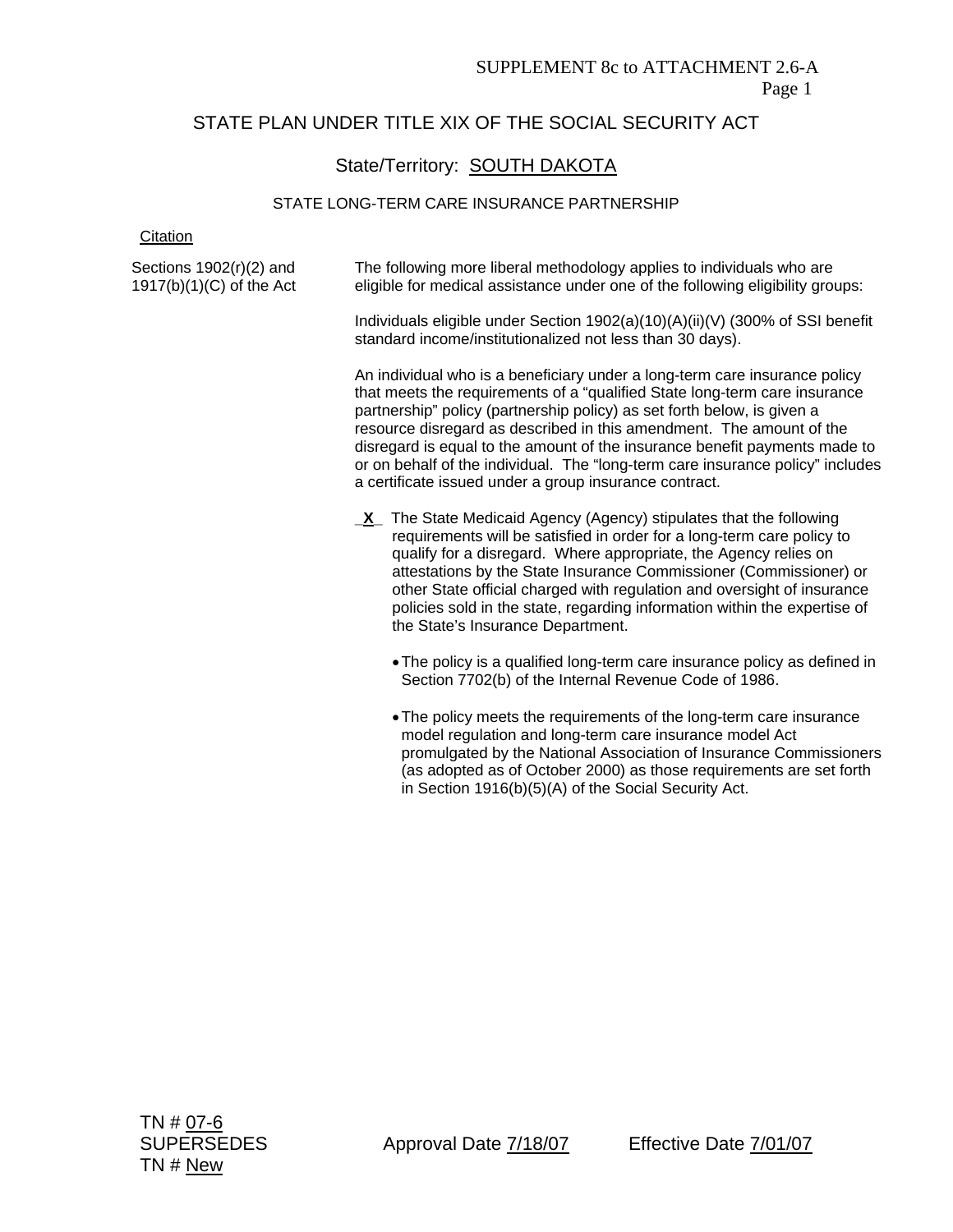SUPPLEMENT 8c to ATTACHMENT 2.6-A

## STATE PLAN UNDER TITLE XIX OF THE SOCIAL SECURITY ACT

### State/Territory: SOUTH DAKOTA

#### STATE LONG-TERM CARE INSURANCE PARTNERSHIP

Citation

Sections 1902(r)(2) and 1917(b)(1)(C) of the Act

The following more liberal methodology applies to individuals who are eligible for medical assistance under one of the following eligibility groups:

Individuals eligible under Section 1902(a)(10)(A)(ii)(V) (300% of SSI benefit standard income/institutionalized not less than 30 days).

An individual who is a beneficiary under a long-term care insurance policy that meets the requirements of a "qualified State long-term care insurance partnership" policy (partnership policy) as set forth below, is given a resource disregard as described in this amendment. The amount of the disregard is equal to the amount of the insurance benefit payments made to or on behalf of the individual. The "long-term care insurance policy" includes a certificate issued under a group insurance contract.

_X_ The State Medicaid Agency (Agency) stipulates that the following requirements will be satisfied in order for a long-term care policy to qualify for a disregard. Where appropriate, the Agency relies on attestations by the State Insurance Commissioner (Commissioner) or other State official charged with regulation and oversight of insurance policies sold in the state, regarding information within the expertise of the State's Insurance Department.

- The policy is a qualified long-term care insurance policy as defined in Section 7702(b) of the Internal Revenue Code of 1986.
- The policy meets the requirements of the long-term care insurance model regulation and long-term care insurance model Act promulgated by the National Association of Insurance Commissioners (as adopted as of October 2000) as those requirements are set forth in Section 1916(b)(5)(A) of the Social Security Act.

TN # 07-6
SUPERSEDES
TN # New

Approval Date 7/18/07  Effective Date 7/01/07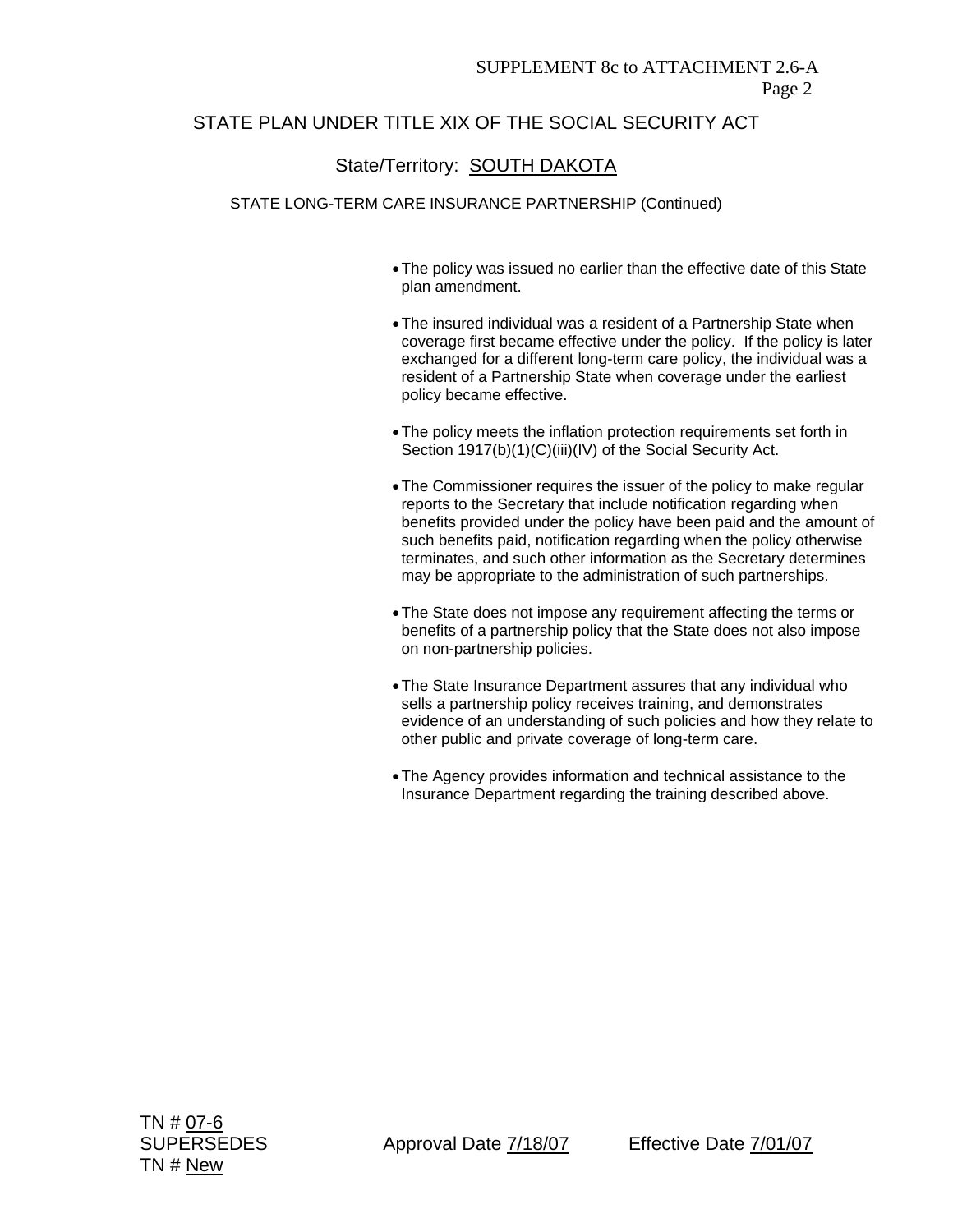SUPPLEMENT 8c to ATTACHMENT 2.6-A
Page 2

# STATE PLAN UNDER TITLE XIX OF THE SOCIAL SECURITY ACT

## State/Territory: SOUTH DAKOTA

STATE LONG-TERM CARE INSURANCE PARTNERSHIP (Continued)

- The policy was issued no earlier than the effective date of this State plan amendment.
- The insured individual was a resident of a Partnership State when coverage first became effective under the policy. If the policy is later exchanged for a different long-term care policy, the individual was a resident of a Partnership State when coverage under the earliest policy became effective.
- The policy meets the inflation protection requirements set forth in Section 1917(b)(1)(C)(iii)(IV) of the Social Security Act.
- The Commissioner requires the issuer of the policy to make regular reports to the Secretary that include notification regarding when benefits provided under the policy have been paid and the amount of such benefits paid, notification regarding when the policy otherwise terminates, and such other information as the Secretary determines may be appropriate to the administration of such partnerships.
- The State does not impose any requirement affecting the terms or benefits of a partnership policy that the State does not also impose on non-partnership policies.
- The State Insurance Department assures that any individual who sells a partnership policy receives training, and demonstrates evidence of an understanding of such policies and how they relate to other public and private coverage of long-term care.
- The Agency provides information and technical assistance to the Insurance Department regarding the training described above.

TN # 07-6
SUPERSEDES
TN # New

Approval Date 7/18/07 Effective Date 7/01/07